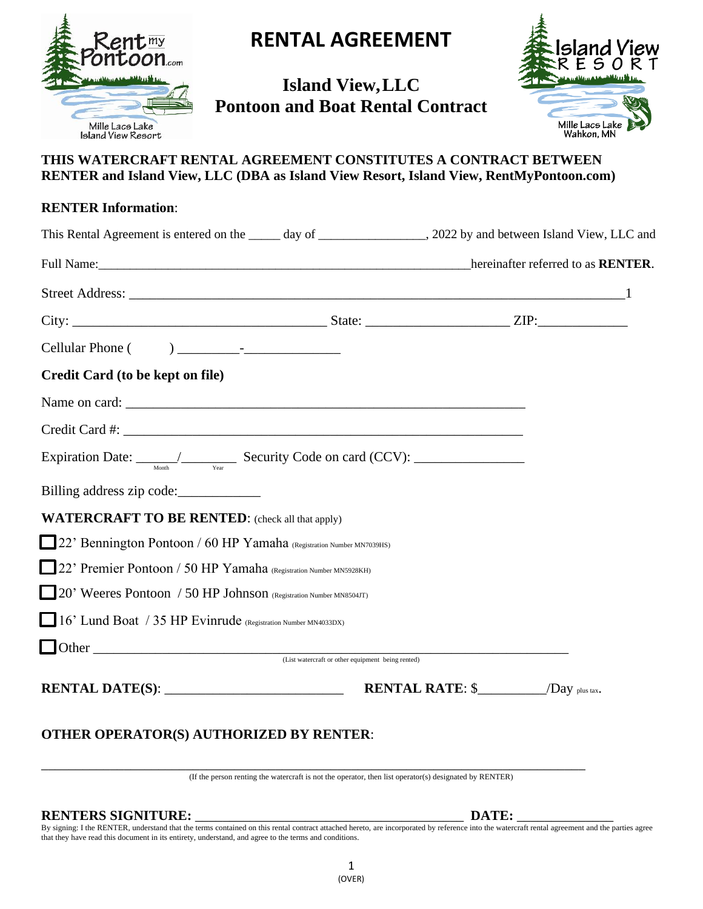# RENTAL AGREEMENT

## Island View, LLC
## Pontoon and Boat Rental Contract

**THIS WATERCRAFT RENTAL AGREEMENT CONSTITUTES A CONTRACT BETWEEN RENTER and Island View, LLC (DBA as Island View Resort, Island View, RentMyPontoon.com)**

**RENTER Information**:

This Rental Agreement is entered on the _____ day of ________________, 2022 by and between Island View, LLC and

Full Name:____________________________________________________________hereinafter referred to as **RENTER**.

Street Address: ___________________________________________________________________________1

City: ______________________________________ State: _____________________ ZIP:_____________

Cellular Phone (        ) _________-______________

**Credit Card (to be kept on file)**

Name on card: ____________________________________________________________

Credit Card #: ____________________________________________________________

Expiration Date: ______/________ Security Code on card (CCV): ________________
(Month / Year)

Billing address zip code:____________

**WATERCRAFT TO BE RENTED**: (check all that apply)

☐ 22' Bennington Pontoon / 60 HP Yamaha (Registration Number MN7039HS)

☐ 22' Premier Pontoon / 50 HP Yamaha (Registration Number MN5928KH)

☐ 20' Weeres Pontoon / 50 HP Johnson (Registration Number MN8504JT)

☐ 16' Lund Boat / 35 HP Evinrude (Registration Number MN4033DX)

☐ Other ____________________________________________________________________
(List watercraft or other equipment being rented)

**RENTAL DATE(S)**: __________________________ **RENTAL RATE**: $_________/Day plus tax.

**OTHER OPERATOR(S) AUTHORIZED BY RENTER**:

_____________________________________________________________________________________
(If the person renting the watercraft is not the operator, then list operator(s) designated by RENTER)

**RENTERS SIGNITURE:** ________________________________________ **DATE:** ______________

By signing: I the RENTER, understand that the terms contained on this rental contract attached hereto, are incorporated by reference into the watercraft rental agreement and the parties agree that they have read this document in its entirety, understand, and agree to the terms and conditions.

(OVER)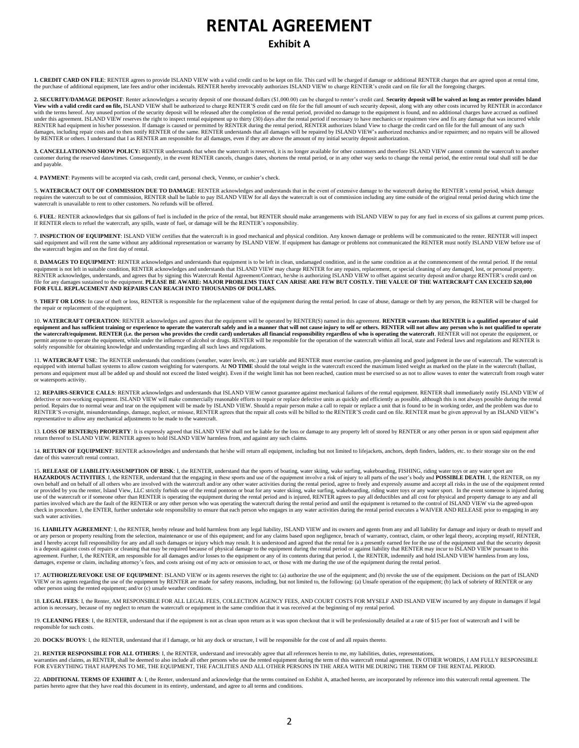# RENTAL AGREEMENT

## Exhibit A

**1. CREDIT CARD ON FILE**: RENTER agrees to provide ISLAND VIEW with a valid credit card to be kept on file. This card will be charged if damage or additional RENTER charges that are agreed upon at rental time, the purchase of additional equipment, late fees and/or other incidentals. RENTER hereby irrevocably authorizes ISLAND VIEW to charge RENTER's credit card on file for all the foregoing charges.

**2. SECURITY/DAMAGE DEPOSIT**: Renter acknowledges a security deposit of one thousand dollars ($1,000.00) can be charged to renter's credit card. **Security deposit will be waived as long as renter provides Island View with a valid credit card on file,** ISLAND VIEW shall be authorized to charge RENTER'S credit card on file for the full amount of such security deposit, along with any other costs incurred by RENTER in accordance with the terms hereof. Any unused portion of the security deposit will be released after the completion of the rental period, provided no damage to the equipment is found, and no additional charges have accrued as outlined under this agreement. ISLAND VIEW reserves the right to inspect rental equipment up to thirty (30) days after the rental period if necessary to have mechanics or repairmen view and fix any damage that was incurred while RENTER had equipment in his/her possession. If damage is caused or permitted by RENTER during the rental period, RENTER authorizes Island View to charge the credit card on file for the full amount of any such damages, including repair costs and to then notify RENTER of the same. RENTER understands that all damages will be repaired by ISLAND VIEW's authorized mechanics and/or repairmen; and no repairs will be allowed by RENTER or others. I understand that I as RENTER am responsible for all damages, even if they are above the amount of my initial security deposit authorization.

**3. CANCELLATION/NO SHOW POLICY:** RENTER understands that when the watercraft is reserved, it is no longer available for other customers and therefore ISLAND VIEW cannot commit the watercraft to another customer during the reserved dates/times. Consequently, in the event RENTER cancels, changes dates, shortens the rental period, or in any other way seeks to change the rental period, the entire rental total shall still be due and payable.

4. **PAYMENT**: Payments will be accepted via cash, credit card, personal check, Venmo, or cashier's check.

5. **WATERCRACT OUT OF COMMISSION DUE TO DAMAGE**: RENTER acknowledges and understands that in the event of extensive damage to the watercraft during the RENTER's rental period, which damage requires the watercraft to be out of commission, RENTER shall be liable to pay ISLAND VIEW for all days the watercraft is out of commission including any time outside of the original rental period during which time the watercraft is unavailable to rent to other customers. No refunds will be offered.

6. **FUEL**: RENTER acknowledges that six gallons of fuel is included in the price of the rental, but RENTER should make arrangements with ISLAND VIEW to pay for any fuel in excess of six gallons at current pump prices. If RENTER elects to refuel the watercraft, any spills, waste of fuel, or damage will be the RENTER's responsibility.

7. **INSPECTION OF EQUIPMENT**: ISLAND VIEW certifies that the watercraft is in good mechanical and physical condition. Any known damage or problems will be communicated to the renter. RENTER will inspect said equipment and will rent the same without any additional representation or warranty by ISLAND VIEW. If equipment has damage or problems not communicated the RENTER must notify ISLAND VIEW before use of the watercraft begins and on the first day of rental.

8. **DAMAGES TO EQUIPMENT**: RENTER acknowledges and understands that equipment is to be left in clean, undamaged condition, and in the same condition as at the commencement of the rental period. If the rental equipment is not left in suitable condition, RENTER acknowledges and understands that ISLAND VIEW may charge RENTER for any repairs, replacement, or special cleaning of any damaged, lost, or personal property. RENTER acknowledges, understands, and agrees that by signing this Watercraft Rental Agreement/Contract, he/she is authorizing ISLAND VIEW to offset against security deposit and/or charge RENTER's credit card on file for any damages sustained to the equipment. **PLEASE BE AWARE: MAJOR PROBLEMS THAT CAN ARISE ARE FEW BUT COSTLY. THE VALUE OF THE WATERCRAFT CAN EXCEED $20,000 FOR FULL REPLACEMENT AND REPAIRS CAN REACH INTO THOUSANDS OF DOLLARS.**

9. **THEFT OR LOSS**: In case of theft or loss, RENTER is responsible for the replacement value of the equipment during the rental period. In case of abuse, damage or theft by any person, the RENTER will be charged for the repair or replacement of the equipment.

10. **WATERCRAFT OPERATION**: RENTER acknowledges and agrees that the equipment will be operated by RENTER(S) named in this agreement. **RENTER warrants that RENTER is a qualified operator of said equipment and has sufficient training or experience to operate the watercraft safely and in a manner that will not cause injury to self or others. RENTER will not allow any person who is not qualified to operate the watercraft/equipment. RENTER (i.e. the person who provides the credit card) undertakes all financial responsibility regardless of who is operating the watercraft**. RENTER will not operate the equipment, or permit anyone to operate the equipment, while under the influence of alcohol or drugs. RENTER will be responsible for the operation of the watercraft within all local, state and Federal laws and regulations and RENTER is solely responsible for obtaining knowledge and understanding regarding all such laws and regulations.

11. **WATERCRAFT USE**: The RENTER understands that conditions (weather, water levels, etc.) are variable and RENTER must exercise caution, pre-planning and good judgment in the use of watercraft. The watercraft is equipped with internal ballast systems to allow custom weighting for watersports. At **NO TIME** should the total weight in the watercraft exceed the maximum listed weight as marked on the plate in the watercraft (ballast, persons and equipment must all be added up and should not exceed the listed weight). Even if the weight limit has not been reached, caution must be exercised so as not to allow waves to enter the watercraft from rough water or watersports activity.

12. **REPAIRS-SERVICE CALLS**: RENTER acknowledges and understands that ISLAND VIEW cannot guarantee against mechanical failures of the rental equipment. RENTER shall immediately notify ISLAND VIEW of defective or non-working equipment. ISLAND VIEW will make commercially reasonable efforts to repair or replace defective units as quickly and efficiently as possible, although this is not always possible during the rental period. Repairs due to normal wear and tear on the equipment will be made by ISLAND VIEW. Should a repair person make a call to repair or replace a unit that is found to be in working order, and the problem was due to RENTER'S oversight, misunderstandings, damage, neglect, or misuse, RENTER agrees that the repair all costs will be billed to the RENTER'S credit card on file. RENTER must be given approval by an ISLAND VIEW's representative to allow any mechanical adjustments to be made to the watercraft.

13. **LOSS OF RENTER(S) PROPERTY**: It is expressly agreed that ISLAND VIEW shall not be liable for the loss or damage to any property left of stored by RENTER or any other person in or upon said equipment after return thereof to ISLAND VIEW. RENTER agrees to hold ISLAND VIEW harmless from, and against any such claims.

14. **RETURN OF EQUIPMENT**: RENTER acknowledges and understands that he/she will return all equipment, including but not limited to lifejackets, anchors, depth finders, ladders, etc. to their storage site on the end date of this watercraft rental contract.

15. **RELEASE OF LIABILITY/ASSUMPTION OF RISK**: I, the RENTER, understand that the sports of boating, water skiing, wake surfing, wakeboarding, FISHING, riding water toys or any water sport are **HAZARDOUS ACTIVITIES**. I, the RENTER, understand that the engaging in these sports and use of the equipment involve a risk of injury to all parts of the user's body and **POSSIBLE DEATH**. I, the RENTER, on my own behalf and on behalf of all others who are involved with the watercraft and/or any other water activities during the rental period, agree to freely and expressly assume and accept all risks in the use of the equipment rented or provided by you the renter, Island View, LLC strictly forbids use of the rental pontoon or boat for any water skiing, wake surfing, wakeboarding, riding water toys or any water sport. In the event someone is injured during use of the watercraft or if someone other than RENTER is operating the equipment during the rental period and is injured, RENTER agrees to pay all deductibles and all cost for physical and property damage to any and all parties involved which are the fault of the RENTER or any other person who was operating the watercraft during the rental period and until the equipment is returned to the control of ISLAND VIEW via the agreed-upon check in procedure. I, the ENTER, further undertake sole responsibility to ensure that each person who engages in any water activities during the rental period executes a WAIVER AND RELEASE prior to engaging in any such water activities.

16. **LIABILITY AGREEMENT**: I, the RENTER, hereby release and hold harmless from any legal liability, ISLAND VIEW and its owners and agents from any and all liability for damage and injury or death to myself and or any person or property resulting from the selection, maintenance or use of this equipment; and for any claims based upon negligence, breach of warranty, contract, claim, or other legal theory, accepting myself, RENTER, and I hereby accept full responsibility for any and all such damages or injury which may result. It is understood and agreed that the rental fee is a presently earned fee for the use of the equipment and that the security deposit is a deposit against costs of repairs or cleaning that may be required because of physical damage to the equipment during the rental period or against liability that RENTER may incur to ISLAND VIEW pursuant to this agreement. Further, I, the RENTER, am responsible for all damages and/or losses to the equipment or any of its contents during that period. I, the RENTER, indemnify and hold ISLAND VIEW harmless from any loss, damages, expense or claim, including attorney's fees, and costs arising out of my acts or omission to act, or those with me during the use of the equipment during the rental period.

17. **AUTHORIZE/REVOKE USE OF EQUIPMENT**: ISLAND VIEW or its agents reserves the right to: (a) authorize the use of the equipment; and (b) revoke the use of the equipment. Decisions on the part of ISLAND VIEW or its agents regarding the use of the equipment by RENTER are made for safety reasons, including, but not limited to, the following: (a) Unsafe operation of the equipment; (b) lack of sobriety of RENTER or any other person using the rented equipment; and/or (c) unsafe weather conditions.

18. **LEGAL FEES**: I, the Renter, AM RESPONSIBLE FOR ALL LEGAL FEES, COLLECTION AGENCY FEES, AND COURT COSTS FOR MYSELF AND ISLAND VIEW incurred by any dispute in damages if legal action is necessary, because of my neglect to return the watercraft or equipment in the same condition that it was received at the beginning of my rental period.

19. **CLEANING FEES**: I, the RENTER, understand that if the equipment is not as clean upon return as it was upon checkout that it will be professionally detailed at a rate of $15 per foot of watercraft and I will be responsible for such costs.

20. **DOCKS/ BUOYS**: I, the RENTER, understand that if I damage, or hit any dock or structure, I will be responsible for the cost of and all repairs thereto.

21. **RENTER RESPONSIBLE FOR ALL OTHERS**: I, the RENTER, understand and irrevocably agree that all references herein to me, my liabilities, duties, representations, warranties and claims, as RENTER, shall be deemed to also include all other persons who use the rented equipment during the term of this watercraft rental agreement. IN OTHER WORDS, I AM FULLY RESPONSIBLE FOR EVERYTHING THAT HAPPENS TO ME, THE EQUIPMENT, THE FACILITIES AND ALL OTHER PERSONS IN THE AREA WITH ME DURING THE TERM OF THE RENTAL PERIOD.

22. **ADDITIONAL TERMS OF EXHIBIT A**: I, the Renter, understand and acknowledge that the terms contained on Exhibit A, attached hereto, are incorporated by reference into this watercraft rental agreement. The parties hereto agree that they have read this document in its entirety, understand, and agree to all terms and conditions.